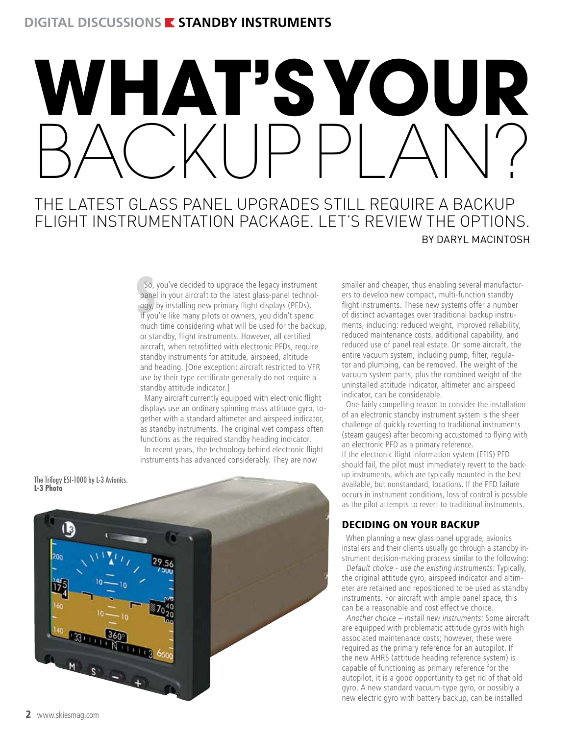DIGITAL DISCUSSIONS **STANDBY INSTRUMENTS**

# WHAT'S YOUR BACKUP PLAN?

## THE LATEST GLASS PANEL UPGRADES STILL REQUIRE A BACKUP FLIGHT INSTRUMENTATION PACKAGE. LET'S REVIEW THE OPTIONS.

BY DARYL MACINTOSH

So, you've decided to upgrade the legacy instrument panel in your aircraft to the latest glass-panel technology, by installing new primary flight displays (PFDs). If you're like many pilots or owners, you didn't spend much time considering what will be used for the backup, or standby, flight instruments. However, all certified aircraft, when retrofitted with electronic PFDs, require standby instruments for attitude, airspeed, altitude and heading. [One exception: aircraft restricted to VFR use by their type certificate generally do not require a standby attitude indicator.]

Many aircraft currently equipped with electronic flight displays use an ordinary spinning mass attitude gyro, together with a standard altimeter and airspeed indicator, as standby instruments. The original wet compass often functions as the required standby heading indicator.

In recent years, the technology behind electronic flight instruments has advanced considerably. They are now smaller and cheaper, thus enabling several manufacturers to develop new compact, multi-function standby flight instruments. These new systems offer a number of distinct advantages over traditional backup instruments, including: reduced weight, improved reliability, reduced maintenance costs, additional capability, and reduced use of panel real estate. On some aircraft, the entire vacuum system, including pump, filter, regulator and plumbing, can be removed. The weight of the vacuum system parts, plus the combined weight of the uninstalled attitude indicator, altimeter and airspeed indicator, can be considerable.

One fairly compelling reason to consider the installation of an electronic standby instrument system is the sheer challenge of quickly reverting to traditional instruments (steam gauges) after becoming accustomed to flying with an electronic PFD as a primary reference.
If the electronic flight information system (EFIS) PFD should fail, the pilot must immediately revert to the backup instruments, which are typically mounted in the best available, but nonstandard, locations. If the PFD failure occurs in instrument conditions, loss of control is possible as the pilot attempts to revert to traditional instruments.

The Trilogy ESI-1000 by L-3 Avionics.
**L-3 Photo**

### DECIDING ON YOUR BACKUP

When planning a new glass panel upgrade, avionics installers and their clients usually go through a standby instrument decision-making process similar to the following:

*Default choice - use the existing instruments:* Typically, the original attitude gyro, airspeed indicator and altimeter are retained and repositioned to be used as standby instruments. For aircraft with ample panel space, this can be a reasonable and cost effective choice.

*Another choice – install new instruments:* Some aircraft are equipped with problematic attitude gyros with high associated maintenance costs; however, these were required as the primary reference for an autopilot. If the new AHRS (attitude heading reference system) is capable of functioning as primary reference for the autopilot, it is a good opportunity to get rid of that old gyro. A new standard vacuum-type gyro, or possibly a new electric gyro with battery backup, can be installed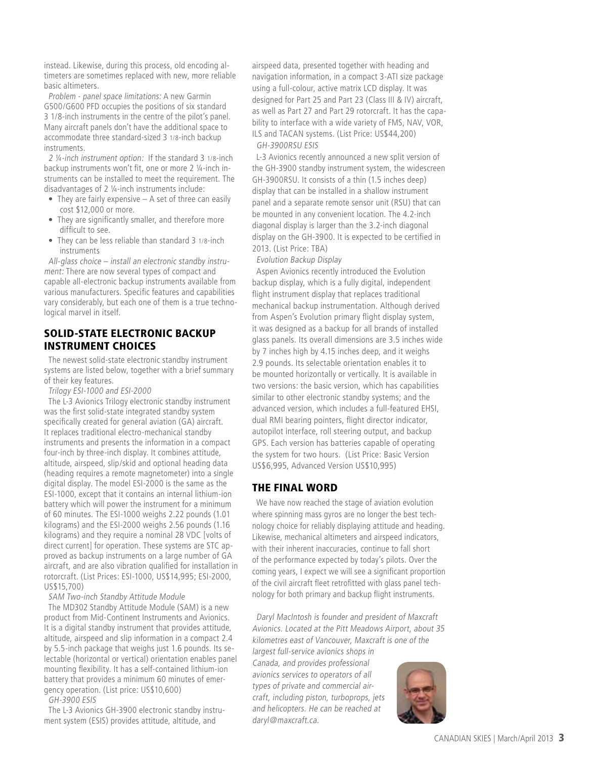instead. Likewise, during this process, old encoding altimeters are sometimes replaced with new, more reliable basic altimeters.

*Problem - panel space limitations:* A new Garmin G500/G600 PFD occupies the positions of six standard 3 1/8-inch instruments in the centre of the pilot's panel. Many aircraft panels don't have the additional space to accommodate three standard-sized 3 1/8-inch backup instruments.

*2 ¼-inch instrument option:* If the standard 3 1/8-inch backup instruments won't fit, one or more 2 ¼-inch instruments can be installed to meet the requirement. The disadvantages of 2 ¼-inch instruments include:

- They are fairly expensive – A set of three can easily cost $12,000 or more.
- They are significantly smaller, and therefore more difficult to see.
- They can be less reliable than standard 3 1/8-inch instruments

*All-glass choice – install an electronic standby instrument:* There are now several types of compact and capable all-electronic backup instruments available from various manufacturers. Specific features and capabilities vary considerably, but each one of them is a true technological marvel in itself.

## SOLID-STATE ELECTRONIC BACKUP INSTRUMENT CHOICES

The newest solid-state electronic standby instrument systems are listed below, together with a brief summary of their key features.

*Trilogy ESI-1000 and ESI-2000*

The L-3 Avionics Trilogy electronic standby instrument was the first solid-state integrated standby system specifically created for general aviation (GA) aircraft. It replaces traditional electro-mechanical standby instruments and presents the information in a compact four-inch by three-inch display. It combines attitude, altitude, airspeed, slip/skid and optional heading data (heading requires a remote magnetometer) into a single digital display. The model ESI-2000 is the same as the ESI-1000, except that it contains an internal lithium-ion battery which will power the instrument for a minimum of 60 minutes. The ESI-1000 weighs 2.22 pounds (1.01 kilograms) and the ESI-2000 weighs 2.56 pounds (1.16 kilograms) and they require a nominal 28 VDC [volts of direct current] for operation. These systems are STC approved as backup instruments on a large number of GA aircraft, and are also vibration qualified for installation in rotorcraft. (List Prices: ESI-1000, US$14,995; ESI-2000, US$15,700)

*SAM Two-inch Standby Attitude Module*

The MD302 Standby Attitude Module (SAM) is a new product from Mid-Continent Instruments and Avionics. It is a digital standby instrument that provides attitude, altitude, airspeed and slip information in a compact 2.4 by 5.5-inch package that weighs just 1.6 pounds. Its selectable (horizontal or vertical) orientation enables panel mounting flexibility. It has a self-contained lithium-ion battery that provides a minimum 60 minutes of emergency operation. (List price: US$10,600)

*GH-3900 ESIS*

The L-3 Avionics GH-3900 electronic standby instrument system (ESIS) provides attitude, altitude, and airspeed data, presented together with heading and navigation information, in a compact 3-ATI size package using a full-colour, active matrix LCD display. It was designed for Part 25 and Part 23 (Class III & IV) aircraft, as well as Part 27 and Part 29 rotorcraft. It has the capability to interface with a wide variety of FMS, NAV, VOR, ILS and TACAN systems. (List Price: US$44,200)

*GH-3900RSU ESIS*

L-3 Avionics recently announced a new split version of the GH-3900 standby instrument system, the widescreen GH-3900RSU. It consists of a thin (1.5 inches deep) display that can be installed in a shallow instrument panel and a separate remote sensor unit (RSU) that can be mounted in any convenient location. The 4.2-inch diagonal display is larger than the 3.2-inch diagonal display on the GH-3900. It is expected to be certified in 2013. (List Price: TBA)

*Evolution Backup Display*

Aspen Avionics recently introduced the Evolution backup display, which is a fully digital, independent flight instrument display that replaces traditional mechanical backup instrumentation. Although derived from Aspen's Evolution primary flight display system, it was designed as a backup for all brands of installed glass panels. Its overall dimensions are 3.5 inches wide by 7 inches high by 4.15 inches deep, and it weighs 2.9 pounds. Its selectable orientation enables it to be mounted horizontally or vertically. It is available in two versions: the basic version, which has capabilities similar to other electronic standby systems; and the advanced version, which includes a full-featured EHSI, dual RMI bearing pointers, flight director indicator, autopilot interface, roll steering output, and backup GPS. Each version has batteries capable of operating the system for two hours. (List Price: Basic Version US$6,995, Advanced Version US$10,995)

## THE FINAL WORD

We have now reached the stage of aviation evolution where spinning mass gyros are no longer the best technology choice for reliably displaying attitude and heading. Likewise, mechanical altimeters and airspeed indicators, with their inherent inaccuracies, continue to fall short of the performance expected by today's pilots. Over the coming years, I expect we will see a significant proportion of the civil aircraft fleet retrofitted with glass panel technology for both primary and backup flight instruments.

*Daryl MacIntosh is founder and president of Maxcraft Avionics. Located at the Pitt Meadows Airport, about 35 kilometres east of Vancouver, Maxcraft is one of the largest full-service avionics shops in Canada, and provides professional avionics services to operators of all types of private and commercial aircraft, including piston, turboprops, jets and helicopters. He can be reached at daryl@maxcraft.ca.*